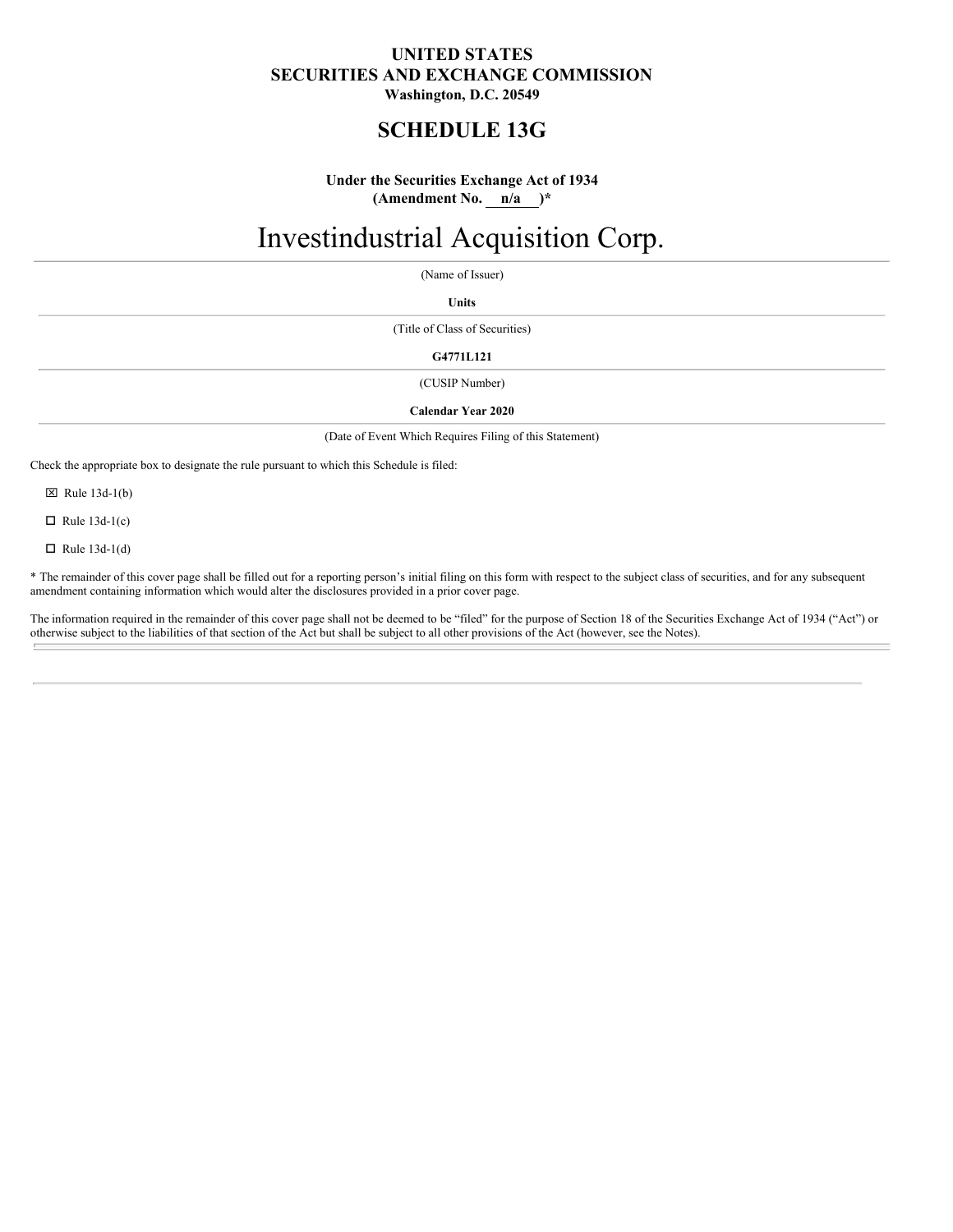**UNITED STATES**
**SECURITIES AND EXCHANGE COMMISSION**
**Washington, D.C. 20549**

# SCHEDULE 13G

**Under the Securities Exchange Act of 1934**
**(Amendment No. n/a )***

# Investindustrial Acquisition Corp.

(Name of Issuer)

**Units**

(Title of Class of Securities)

**G4771L121**

(CUSIP Number)

**Calendar Year 2020**

(Date of Event Which Requires Filing of this Statement)

Check the appropriate box to designate the rule pursuant to which this Schedule is filed:

☒ Rule 13d-1(b)

☐ Rule 13d-1(c)

☐ Rule 13d-1(d)

* The remainder of this cover page shall be filled out for a reporting person's initial filing on this form with respect to the subject class of securities, and for any subsequent amendment containing information which would alter the disclosures provided in a prior cover page.

The information required in the remainder of this cover page shall not be deemed to be "filed" for the purpose of Section 18 of the Securities Exchange Act of 1934 ("Act") or otherwise subject to the liabilities of that section of the Act but shall be subject to all other provisions of the Act (however, see the Notes).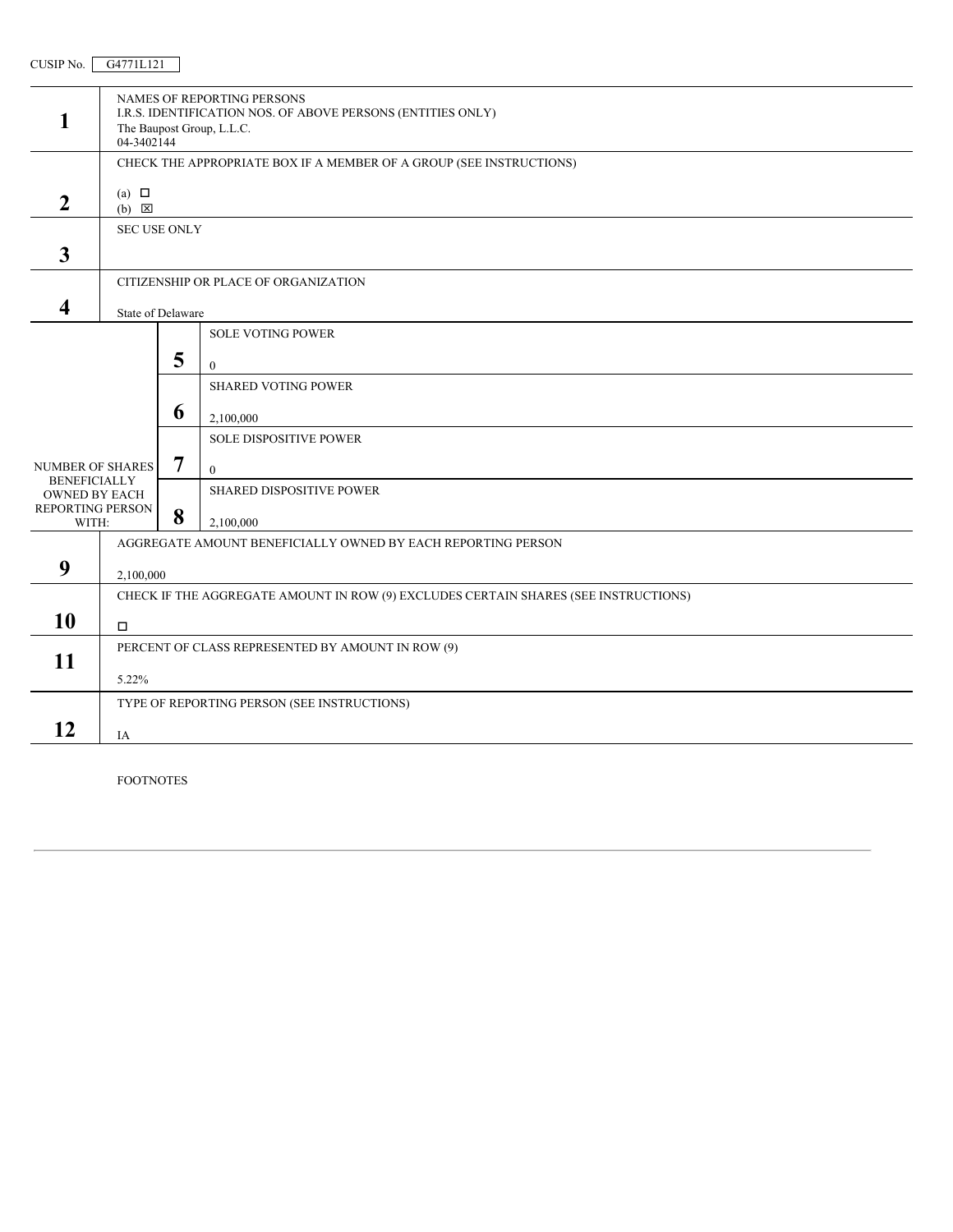CUSIP No. G4771L121

| | | |
|---|---|---|
| **1** | NAMES OF REPORTING PERSONS<br>I.R.S. IDENTIFICATION NOS. OF ABOVE PERSONS (ENTITIES ONLY)<br>The Baupost Group, L.L.C.<br>04-3402144 | |
| **2** | CHECK THE APPROPRIATE BOX IF A MEMBER OF A GROUP (SEE INSTRUCTIONS)<br>(a) ☐<br>(b) ☒ | |
| **3** | SEC USE ONLY | |
| **4** | CITIZENSHIP OR PLACE OF ORGANIZATION<br>State of Delaware | |
| NUMBER OF SHARES BENEFICIALLY OWNED BY EACH REPORTING PERSON WITH: | **5** | SOLE VOTING POWER<br>0 |
| | **6** | SHARED VOTING POWER<br>2,100,000 |
| | **7** | SOLE DISPOSITIVE POWER<br>0 |
| | **8** | SHARED DISPOSITIVE POWER<br>2,100,000 |
| **9** | AGGREGATE AMOUNT BENEFICIALLY OWNED BY EACH REPORTING PERSON<br>2,100,000 | |
| **10** | CHECK IF THE AGGREGATE AMOUNT IN ROW (9) EXCLUDES CERTAIN SHARES (SEE INSTRUCTIONS)<br>☐ | |
| **11** | PERCENT OF CLASS REPRESENTED BY AMOUNT IN ROW (9)<br>5.22% | |
| **12** | TYPE OF REPORTING PERSON (SEE INSTRUCTIONS)<br>IA | |

FOOTNOTES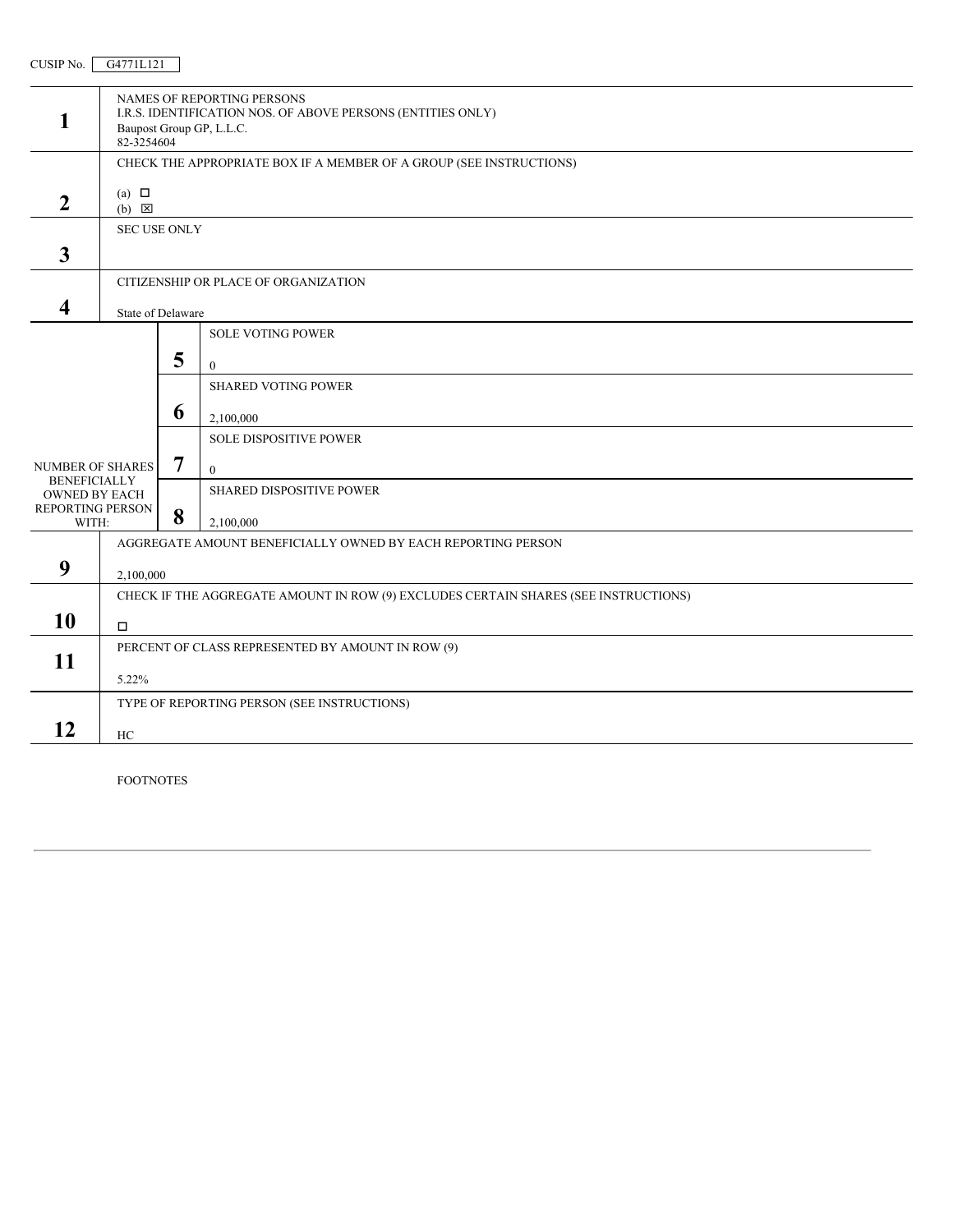CUSIP No. G4771L121

| | | |
|---|---|---|
| **1** | NAMES OF REPORTING PERSONS<br>I.R.S. IDENTIFICATION NOS. OF ABOVE PERSONS (ENTITIES ONLY)<br>Baupost Group GP, L.L.C.<br>82-3254604 | |
| **2** | CHECK THE APPROPRIATE BOX IF A MEMBER OF A GROUP (SEE INSTRUCTIONS)<br>(a) ☐<br>(b) ☒ | |
| **3** | SEC USE ONLY | |
| **4** | CITIZENSHIP OR PLACE OF ORGANIZATION<br>State of Delaware | |
| NUMBER OF SHARES BENEFICIALLY OWNED BY EACH REPORTING PERSON WITH: | **5** | SOLE VOTING POWER<br>0 |
| | **6** | SHARED VOTING POWER<br>2,100,000 |
| | **7** | SOLE DISPOSITIVE POWER<br>0 |
| | **8** | SHARED DISPOSITIVE POWER<br>2,100,000 |
| **9** | AGGREGATE AMOUNT BENEFICIALLY OWNED BY EACH REPORTING PERSON<br>2,100,000 | |
| **10** | CHECK IF THE AGGREGATE AMOUNT IN ROW (9) EXCLUDES CERTAIN SHARES (SEE INSTRUCTIONS)<br>☐ | |
| **11** | PERCENT OF CLASS REPRESENTED BY AMOUNT IN ROW (9)<br>5.22% | |
| **12** | TYPE OF REPORTING PERSON (SEE INSTRUCTIONS)<br>HC | |

FOOTNOTES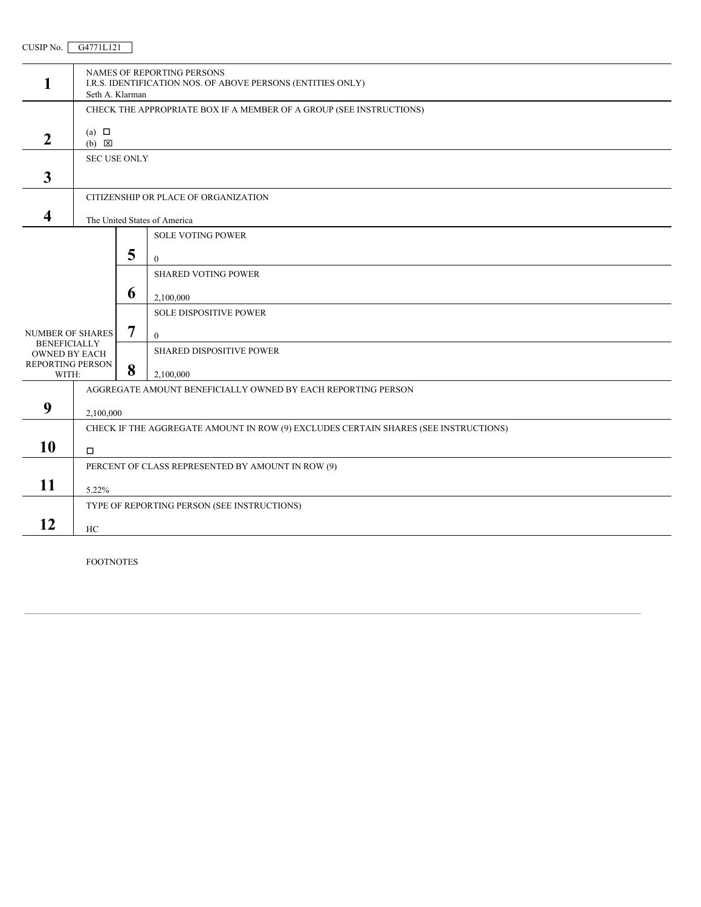CUSIP No. G4771L121

| | | |
|---|---|---|
| **1** | NAMES OF REPORTING PERSONS<br>I.R.S. IDENTIFICATION NOS. OF ABOVE PERSONS (ENTITIES ONLY)<br>Seth A. Klarman | |
| **2** | CHECK THE APPROPRIATE BOX IF A MEMBER OF A GROUP (SEE INSTRUCTIONS)<br>(a) ☐<br>(b) ☒ | |
| **3** | SEC USE ONLY | |
| **4** | CITIZENSHIP OR PLACE OF ORGANIZATION<br>The United States of America | |
| NUMBER OF SHARES BENEFICIALLY OWNED BY EACH REPORTING PERSON WITH: | **5** | SOLE VOTING POWER<br>0 |
| | **6** | SHARED VOTING POWER<br>2,100,000 |
| | **7** | SOLE DISPOSITIVE POWER<br>0 |
| | **8** | SHARED DISPOSITIVE POWER<br>2,100,000 |
| **9** | AGGREGATE AMOUNT BENEFICIALLY OWNED BY EACH REPORTING PERSON<br>2,100,000 | |
| **10** | CHECK IF THE AGGREGATE AMOUNT IN ROW (9) EXCLUDES CERTAIN SHARES (SEE INSTRUCTIONS)<br>☐ | |
| **11** | PERCENT OF CLASS REPRESENTED BY AMOUNT IN ROW (9)<br>5.22% | |
| **12** | TYPE OF REPORTING PERSON (SEE INSTRUCTIONS)<br>HC | |

FOOTNOTES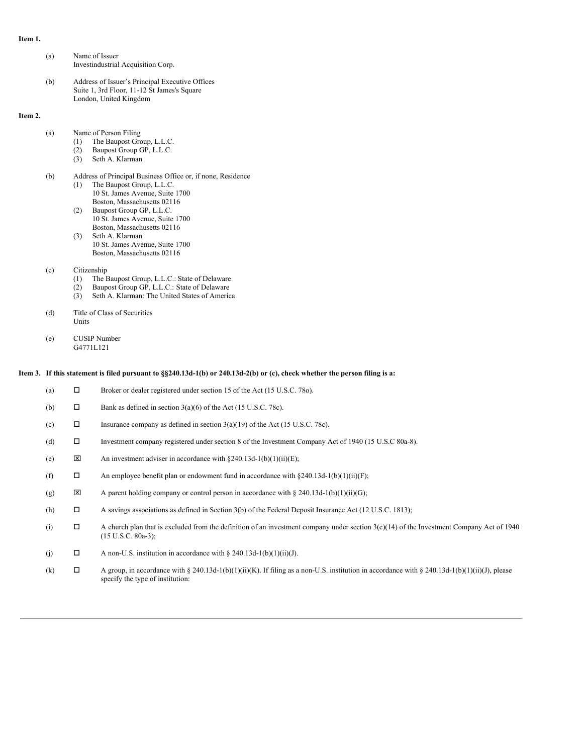**Item 1.**

(a) Name of Issuer
Investindustrial Acquisition Corp.

(b) Address of Issuer's Principal Executive Offices
Suite 1, 3rd Floor, 11-12 St James's Square
London, United Kingdom

**Item 2.**

(a) Name of Person Filing
(1) The Baupost Group, L.L.C.
(2) Baupost Group GP, L.L.C.
(3) Seth A. Klarman

(b) Address of Principal Business Office or, if none, Residence
(1) The Baupost Group, L.L.C.
10 St. James Avenue, Suite 1700
Boston, Massachusetts 02116
(2) Baupost Group GP, L.L.C.
10 St. James Avenue, Suite 1700
Boston, Massachusetts 02116
(3) Seth A. Klarman
10 St. James Avenue, Suite 1700
Boston, Massachusetts 02116

(c) Citizenship
(1) The Baupost Group, L.L.C.: State of Delaware
(2) Baupost Group GP, L.L.C.: State of Delaware
(3) Seth A. Klarman: The United States of America

(d) Title of Class of Securities
Units

(e) CUSIP Number
G4771L121

**Item 3. If this statement is filed pursuant to §§240.13d-1(b) or 240.13d-2(b) or (c), check whether the person filing is a:**

(a) ☐ Broker or dealer registered under section 15 of the Act (15 U.S.C. 78o).

(b) ☐ Bank as defined in section 3(a)(6) of the Act (15 U.S.C. 78c).

(c) ☐ Insurance company as defined in section 3(a)(19) of the Act (15 U.S.C. 78c).

(d) ☐ Investment company registered under section 8 of the Investment Company Act of 1940 (15 U.S.C 80a-8).

(e) ☒ An investment adviser in accordance with §240.13d-1(b)(1)(ii)(E);

(f) ☐ An employee benefit plan or endowment fund in accordance with §240.13d-1(b)(1)(ii)(F);

(g) ☒ A parent holding company or control person in accordance with § 240.13d-1(b)(1)(ii)(G);

(h) ☐ A savings associations as defined in Section 3(b) of the Federal Deposit Insurance Act (12 U.S.C. 1813);

(i) ☐ A church plan that is excluded from the definition of an investment company under section 3(c)(14) of the Investment Company Act of 1940 (15 U.S.C. 80a-3);

(j) ☐ A non-U.S. institution in accordance with § 240.13d-1(b)(1)(ii)(J).

(k) ☐ A group, in accordance with § 240.13d-1(b)(1)(ii)(K). If filing as a non-U.S. institution in accordance with § 240.13d-1(b)(1)(ii)(J), please specify the type of institution: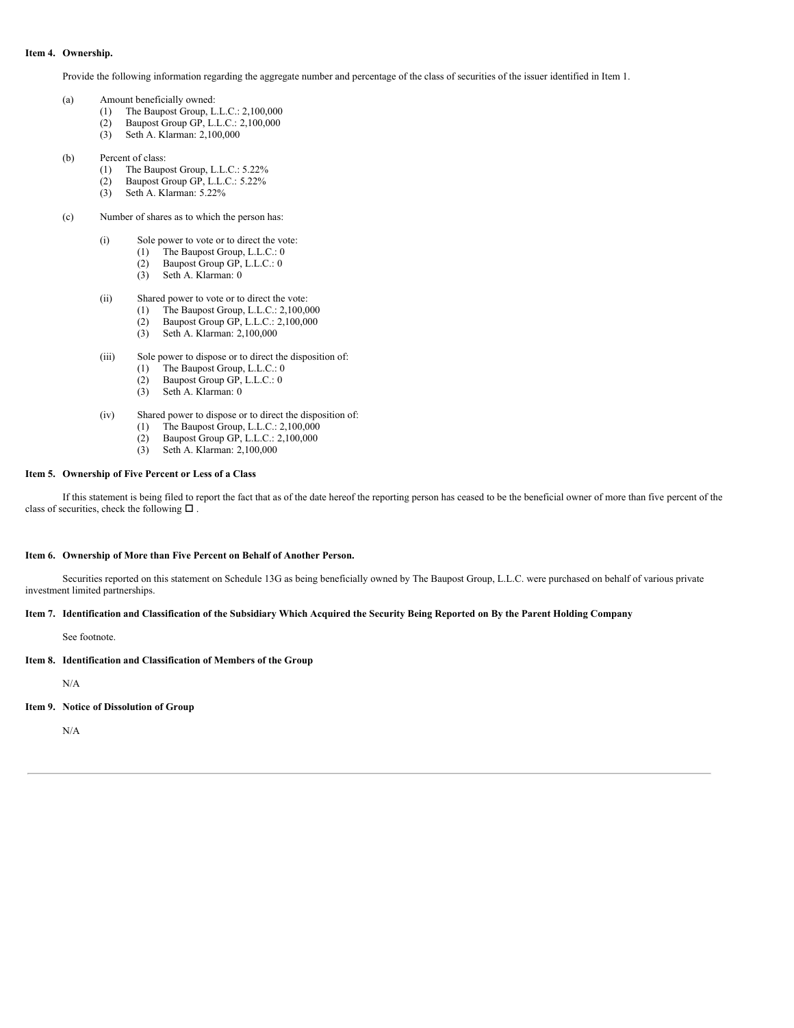**Item 4. Ownership.**

Provide the following information regarding the aggregate number and percentage of the class of securities of the issuer identified in Item 1.

(a) Amount beneficially owned:
  (1) The Baupost Group, L.L.C.: 2,100,000
  (2) Baupost Group GP, L.L.C.: 2,100,000
  (3) Seth A. Klarman: 2,100,000

(b) Percent of class:
  (1) The Baupost Group, L.L.C.: 5.22%
  (2) Baupost Group GP, L.L.C.: 5.22%
  (3) Seth A. Klarman: 5.22%

(c) Number of shares as to which the person has:

  (i) Sole power to vote or to direct the vote:
    (1) The Baupost Group, L.L.C.: 0
    (2) Baupost Group GP, L.L.C.: 0
    (3) Seth A. Klarman: 0

  (ii) Shared power to vote or to direct the vote:
    (1) The Baupost Group, L.L.C.: 2,100,000
    (2) Baupost Group GP, L.L.C.: 2,100,000
    (3) Seth A. Klarman: 2,100,000

  (iii) Sole power to dispose or to direct the disposition of:
    (1) The Baupost Group, L.L.C.: 0
    (2) Baupost Group GP, L.L.C.: 0
    (3) Seth A. Klarman: 0

  (iv) Shared power to dispose or to direct the disposition of:
    (1) The Baupost Group, L.L.C.: 2,100,000
    (2) Baupost Group GP, L.L.C.: 2,100,000
    (3) Seth A. Klarman: 2,100,000

**Item 5. Ownership of Five Percent or Less of a Class**

If this statement is being filed to report the fact that as of the date hereof the reporting person has ceased to be the beneficial owner of more than five percent of the class of securities, check the following ☐ .

**Item 6. Ownership of More than Five Percent on Behalf of Another Person.**

Securities reported on this statement on Schedule 13G as being beneficially owned by The Baupost Group, L.L.C. were purchased on behalf of various private investment limited partnerships.

**Item 7. Identification and Classification of the Subsidiary Which Acquired the Security Being Reported on By the Parent Holding Company**

See footnote.

**Item 8. Identification and Classification of Members of the Group**

N/A

**Item 9. Notice of Dissolution of Group**

N/A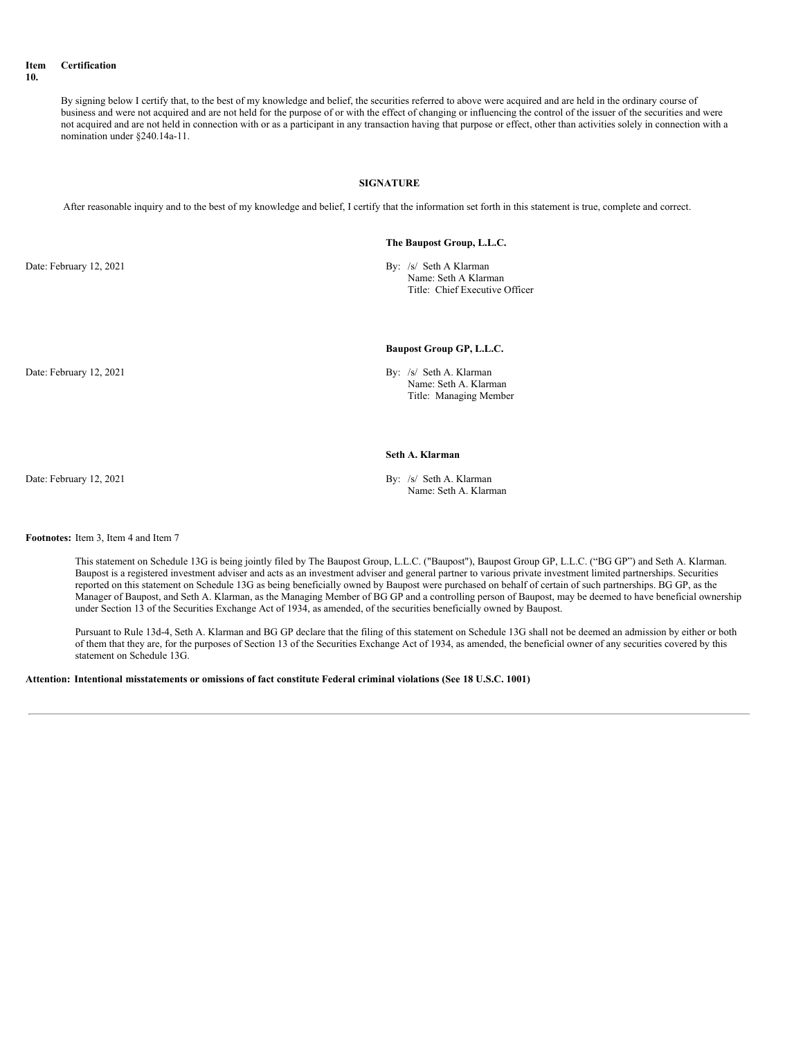**Item 10. Certification**

By signing below I certify that, to the best of my knowledge and belief, the securities referred to above were acquired and are held in the ordinary course of business and were not acquired and are not held for the purpose of or with the effect of changing or influencing the control of the issuer of the securities and were not acquired and are not held in connection with or as a participant in any transaction having that purpose or effect, other than activities solely in connection with a nomination under §240.14a-11.

**SIGNATURE**

After reasonable inquiry and to the best of my knowledge and belief, I certify that the information set forth in this statement is true, complete and correct.

**The Baupost Group, L.L.C.**

Date: February 12, 2021

By: /s/ Seth A Klarman
Name: Seth A Klarman
Title: Chief Executive Officer

**Baupost Group GP, L.L.C.**

Date: February 12, 2021

By: /s/ Seth A. Klarman
Name: Seth A. Klarman
Title: Managing Member

**Seth A. Klarman**

Date: February 12, 2021

By: /s/ Seth A. Klarman
Name: Seth A. Klarman

**Footnotes:** Item 3, Item 4 and Item 7

This statement on Schedule 13G is being jointly filed by The Baupost Group, L.L.C. ("Baupost"), Baupost Group GP, L.L.C. ("BG GP") and Seth A. Klarman. Baupost is a registered investment adviser and acts as an investment adviser and general partner to various private investment limited partnerships. Securities reported on this statement on Schedule 13G as being beneficially owned by Baupost were purchased on behalf of certain of such partnerships. BG GP, as the Manager of Baupost, and Seth A. Klarman, as the Managing Member of BG GP and a controlling person of Baupost, may be deemed to have beneficial ownership under Section 13 of the Securities Exchange Act of 1934, as amended, of the securities beneficially owned by Baupost.

Pursuant to Rule 13d-4, Seth A. Klarman and BG GP declare that the filing of this statement on Schedule 13G shall not be deemed an admission by either or both of them that they are, for the purposes of Section 13 of the Securities Exchange Act of 1934, as amended, the beneficial owner of any securities covered by this statement on Schedule 13G.

**Attention: Intentional misstatements or omissions of fact constitute Federal criminal violations (See 18 U.S.C. 1001)**